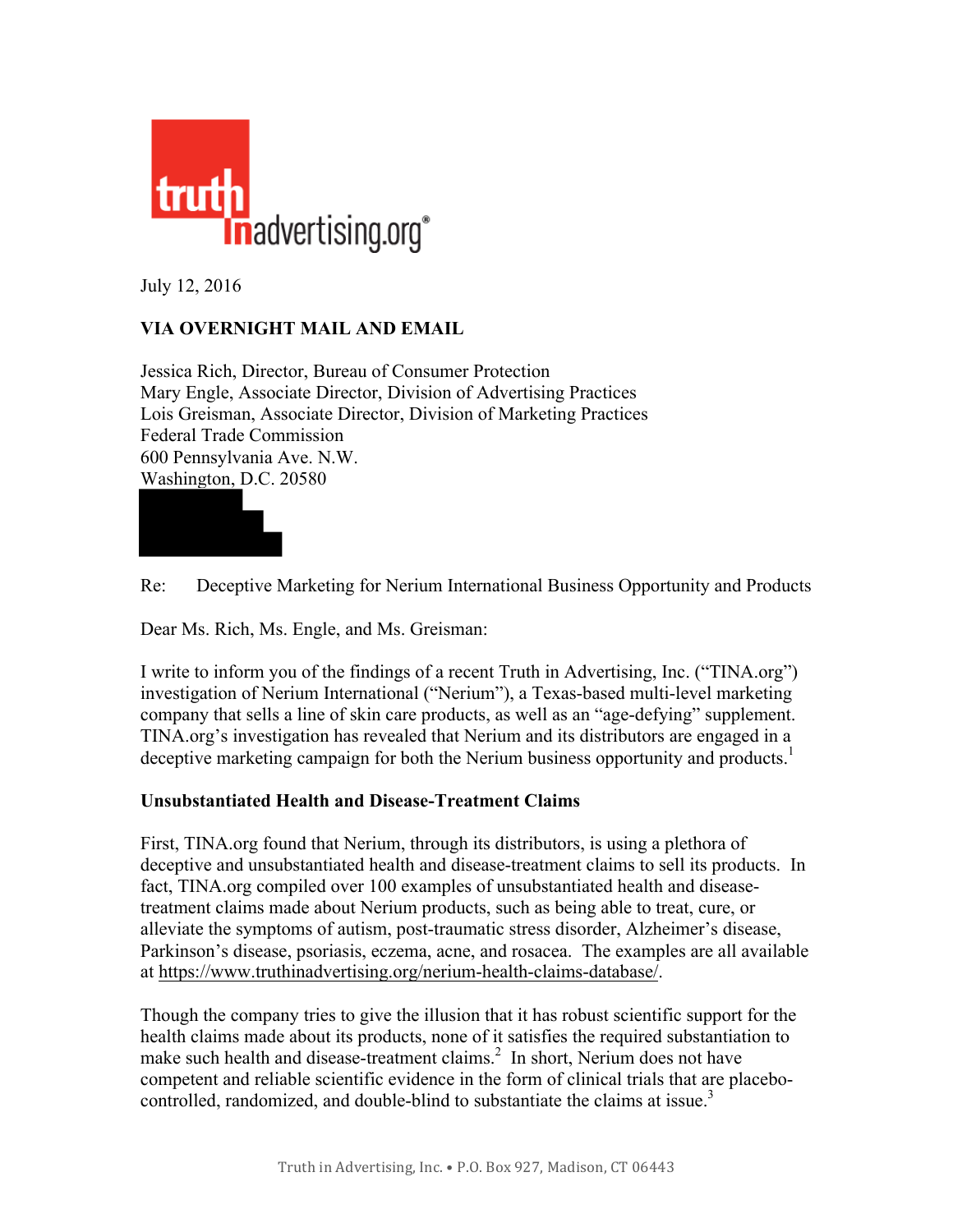July 12, 2016

**VIA OVERNIGHT MAIL AND EMAIL**

Jessica Rich, Director, Bureau of Consumer Protection
Mary Engle, Associate Director, Division of Advertising Practices
Lois Greisman, Associate Director, Division of Marketing Practices
Federal Trade Commission
600 Pennsylvania Ave. N.W.
Washington, D.C. 20580

Re: Deceptive Marketing for Nerium International Business Opportunity and Products

Dear Ms. Rich, Ms. Engle, and Ms. Greisman:

I write to inform you of the findings of a recent Truth in Advertising, Inc. ("TINA.org") investigation of Nerium International ("Nerium"), a Texas-based multi-level marketing company that sells a line of skin care products, as well as an "age-defying" supplement. TINA.org's investigation has revealed that Nerium and its distributors are engaged in a deceptive marketing campaign for both the Nerium business opportunity and products.[1]

**Unsubstantiated Health and Disease-Treatment Claims**

First, TINA.org found that Nerium, through its distributors, is using a plethora of deceptive and unsubstantiated health and disease-treatment claims to sell its products. In fact, TINA.org compiled over 100 examples of unsubstantiated health and disease-treatment claims made about Nerium products, such as being able to treat, cure, or alleviate the symptoms of autism, post-traumatic stress disorder, Alzheimer's disease, Parkinson's disease, psoriasis, eczema, acne, and rosacea. The examples are all available at https://www.truthinadvertising.org/nerium-health-claims-database/.

Though the company tries to give the illusion that it has robust scientific support for the health claims made about its products, none of it satisfies the required substantiation to make such health and disease-treatment claims.[2] In short, Nerium does not have competent and reliable scientific evidence in the form of clinical trials that are placebo-controlled, randomized, and double-blind to substantiate the claims at issue.[3]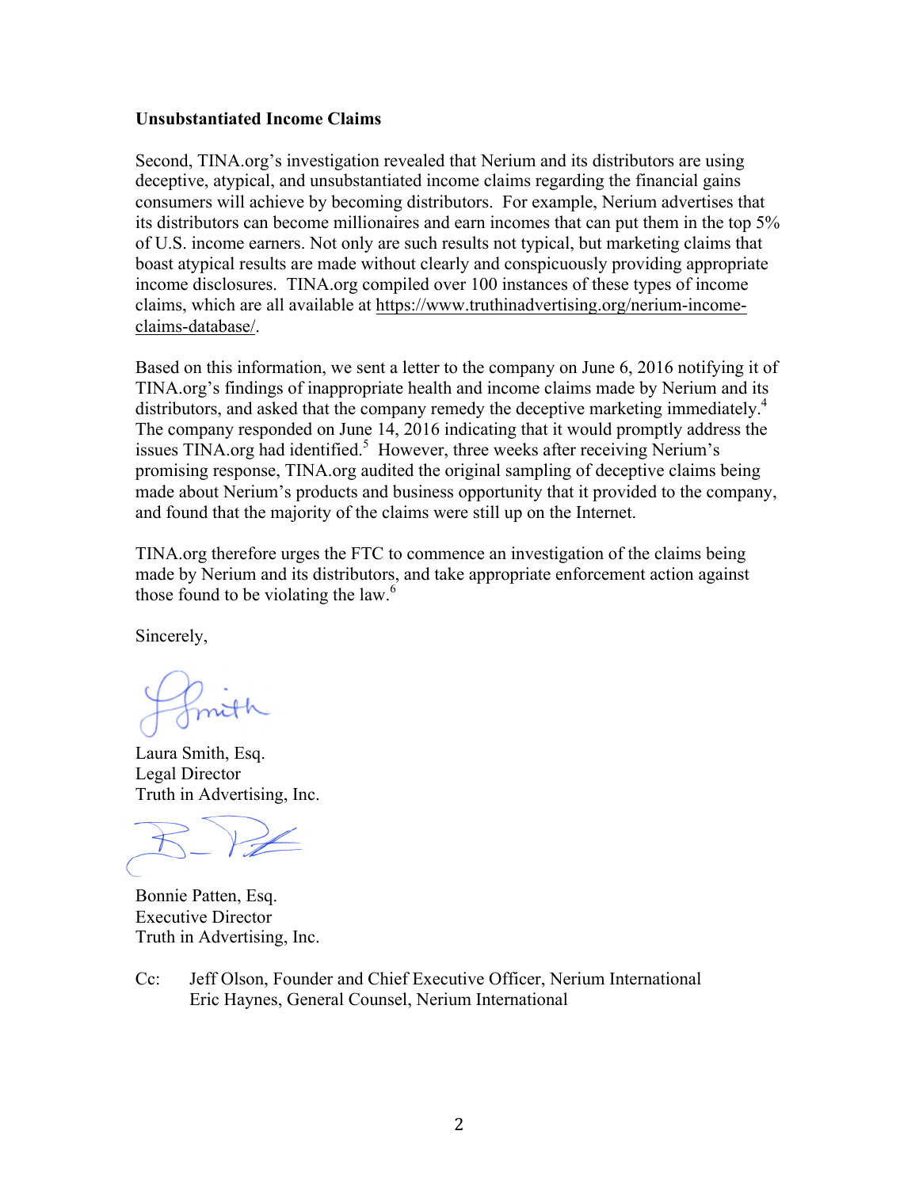**Unsubstantiated Income Claims**

Second, TINA.org's investigation revealed that Nerium and its distributors are using deceptive, atypical, and unsubstantiated income claims regarding the financial gains consumers will achieve by becoming distributors. For example, Nerium advertises that its distributors can become millionaires and earn incomes that can put them in the top 5% of U.S. income earners. Not only are such results not typical, but marketing claims that boast atypical results are made without clearly and conspicuously providing appropriate income disclosures. TINA.org compiled over 100 instances of these types of income claims, which are all available at https://www.truthinadvertising.org/nerium-income-claims-database/.

Based on this information, we sent a letter to the company on June 6, 2016 notifying it of TINA.org's findings of inappropriate health and income claims made by Nerium and its distributors, and asked that the company remedy the deceptive marketing immediately.[4] The company responded on June 14, 2016 indicating that it would promptly address the issues TINA.org had identified.[5] However, three weeks after receiving Nerium's promising response, TINA.org audited the original sampling of deceptive claims being made about Nerium's products and business opportunity that it provided to the company, and found that the majority of the claims were still up on the Internet.

TINA.org therefore urges the FTC to commence an investigation of the claims being made by Nerium and its distributors, and take appropriate enforcement action against those found to be violating the law.[6]

Sincerely,

Laura Smith, Esq.
Legal Director
Truth in Advertising, Inc.

Bonnie Patten, Esq.
Executive Director
Truth in Advertising, Inc.

Cc: Jeff Olson, Founder and Chief Executive Officer, Nerium International
Eric Haynes, General Counsel, Nerium International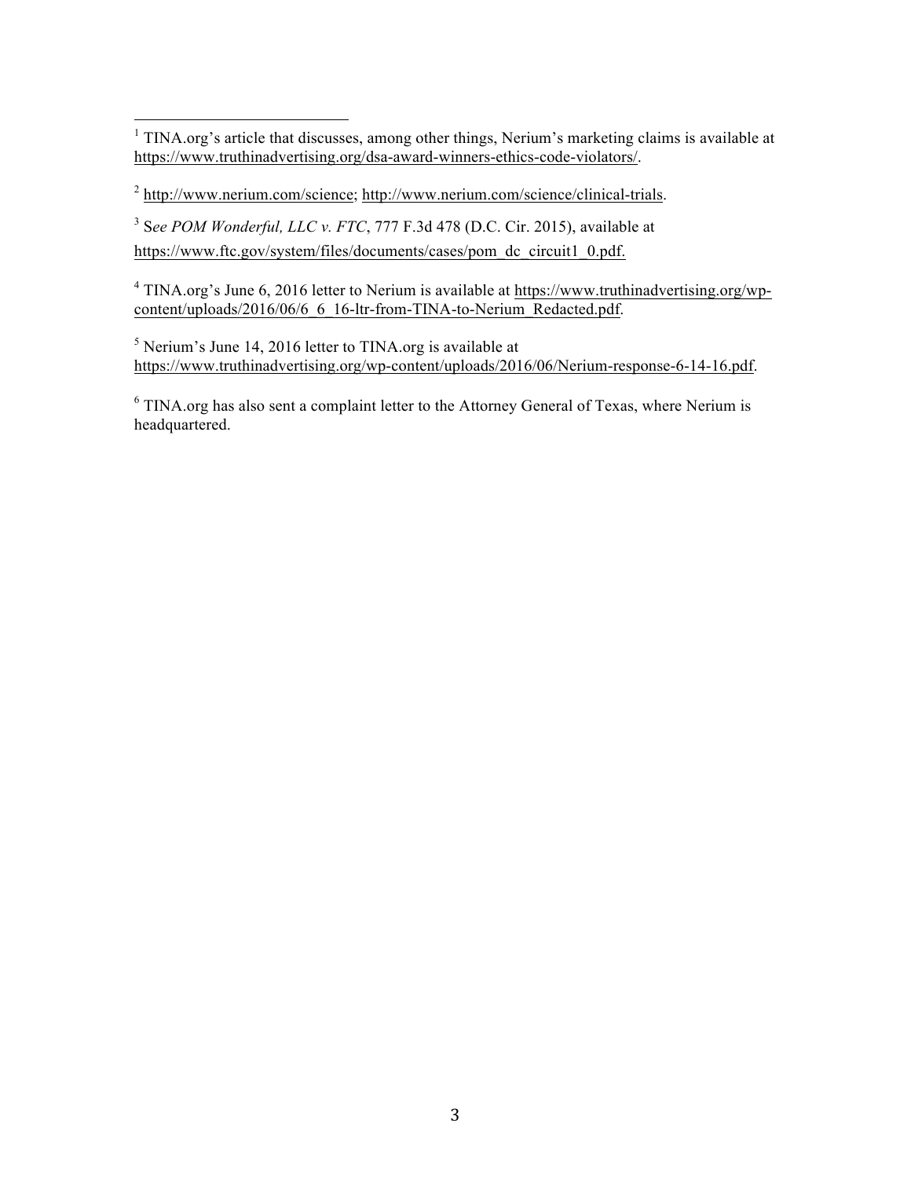---

[1] TINA.org's article that discusses, among other things, Nerium's marketing claims is available at https://www.truthinadvertising.org/dsa-award-winners-ethics-code-violators/.

[2] http://www.nerium.com/science; http://www.nerium.com/science/clinical-trials.

[3] S*ee POM Wonderful, LLC v. FTC*, 777 F.3d 478 (D.C. Cir. 2015), available at https://www.ftc.gov/system/files/documents/cases/pom_dc_circuit1_0.pdf.

[4] TINA.org's June 6, 2016 letter to Nerium is available at https://www.truthinadvertising.org/wp-content/uploads/2016/06/6_6_16-ltr-from-TINA-to-Nerium_Redacted.pdf.

[5] Nerium's June 14, 2016 letter to TINA.org is available at https://www.truthinadvertising.org/wp-content/uploads/2016/06/Nerium-response-6-14-16.pdf.

[6] TINA.org has also sent a complaint letter to the Attorney General of Texas, where Nerium is headquartered.